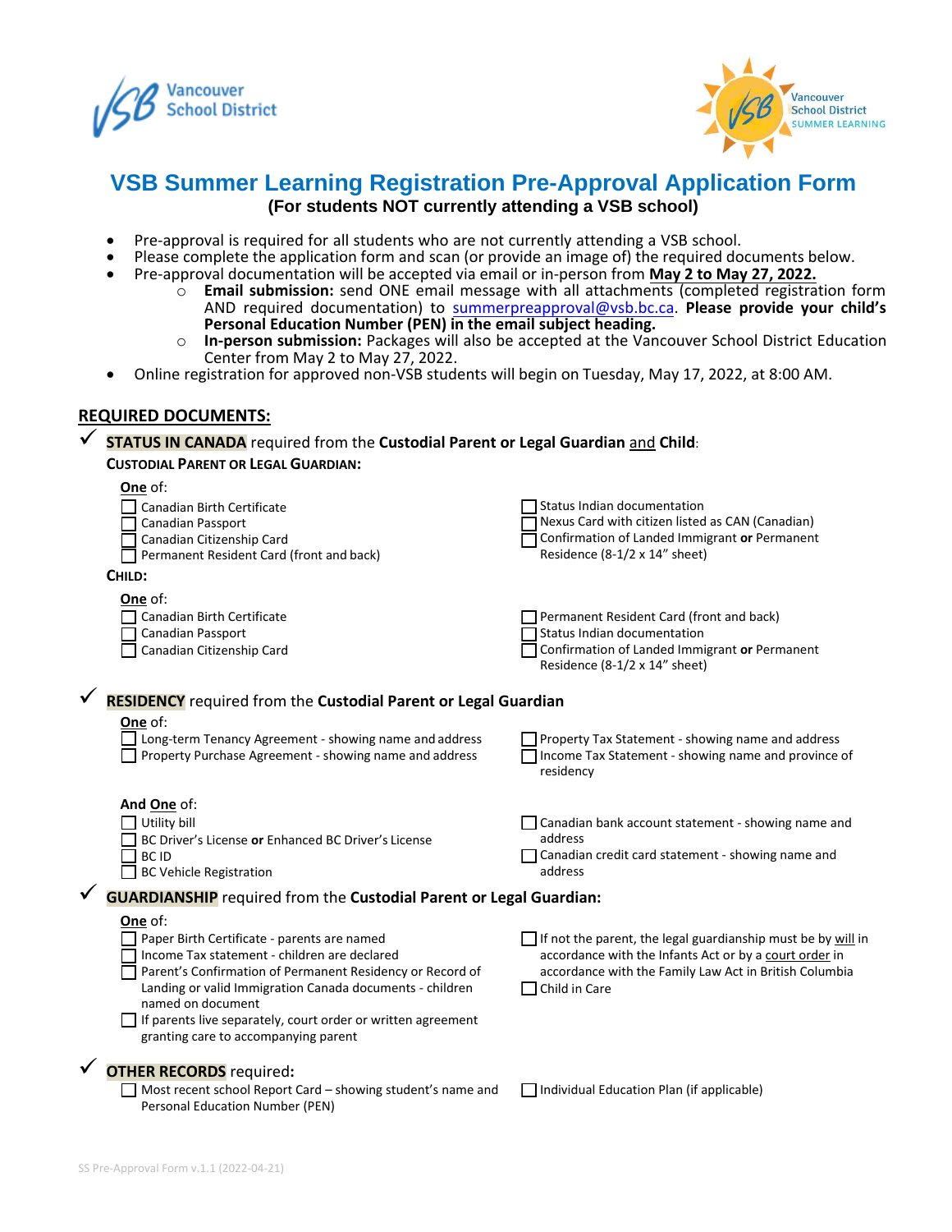Vancouver School District

Vancouver School District SUMMER LEARNING

# VSB Summer Learning Registration Pre-Approval Application Form

**(For students NOT currently attending a VSB school)**

- Pre-approval is required for all students who are not currently attending a VSB school.
- Please complete the application form and scan (or provide an image of) the required documents below.
- Pre-approval documentation will be accepted via email or in-person from **May 2 to May 27, 2022.**
  - **Email submission:** send ONE email message with all attachments (completed registration form AND required documentation) to summerpreapproval@vsb.bc.ca. **Please provide your child's Personal Education Number (PEN) in the email subject heading.**
  - **In-person submission:** Packages will also be accepted at the Vancouver School District Education Center from May 2 to May 27, 2022.
- Online registration for approved non-VSB students will begin on Tuesday, May 17, 2022, at 8:00 AM.

## REQUIRED DOCUMENTS:

### ✓ STATUS IN CANADA required from the Custodial Parent or Legal Guardian and Child:

**CUSTODIAL PARENT OR LEGAL GUARDIAN:**

**One** of:

- ☐ Canadian Birth Certificate
- ☐ Canadian Passport
- ☐ Canadian Citizenship Card
- ☐ Permanent Resident Card (front and back)
- ☐ Status Indian documentation
- ☐ Nexus Card with citizen listed as CAN (Canadian)
- ☐ Confirmation of Landed Immigrant **or** Permanent Residence (8-1/2 x 14" sheet)

**CHILD:**

**One** of:

- ☐ Canadian Birth Certificate
- ☐ Canadian Passport
- ☐ Canadian Citizenship Card
- ☐ Permanent Resident Card (front and back)
- ☐ Status Indian documentation
- ☐ Confirmation of Landed Immigrant **or** Permanent Residence (8-1/2 x 14" sheet)

### ✓ RESIDENCY required from the Custodial Parent or Legal Guardian

**One** of:

- ☐ Long-term Tenancy Agreement - showing name and address
- ☐ Property Purchase Agreement - showing name and address
- ☐ Property Tax Statement - showing name and address
- ☐ Income Tax Statement - showing name and province of residency

**And One** of:

- ☐ Utility bill
- ☐ BC Driver's License **or** Enhanced BC Driver's License
- ☐ BC ID
- ☐ BC Vehicle Registration
- ☐ Canadian bank account statement - showing name and address
- ☐ Canadian credit card statement - showing name and address

### ✓ GUARDIANSHIP required from the Custodial Parent or Legal Guardian:

**One** of:

- ☐ Paper Birth Certificate - parents are named
- ☐ Income Tax statement - children are declared
- ☐ Parent's Confirmation of Permanent Residency or Record of Landing or valid Immigration Canada documents - children named on document
- ☐ If parents live separately, court order or written agreement granting care to accompanying parent
- ☐ If not the parent, the legal guardianship must be by will in accordance with the Infants Act or by a court order in accordance with the Family Law Act in British Columbia
- ☐ Child in Care

### ✓ OTHER RECORDS required:

- ☐ Most recent school Report Card – showing student's name and Personal Education Number (PEN)
- ☐ Individual Education Plan (if applicable)

SS Pre-Approval Form v.1.1 (2022-04-21)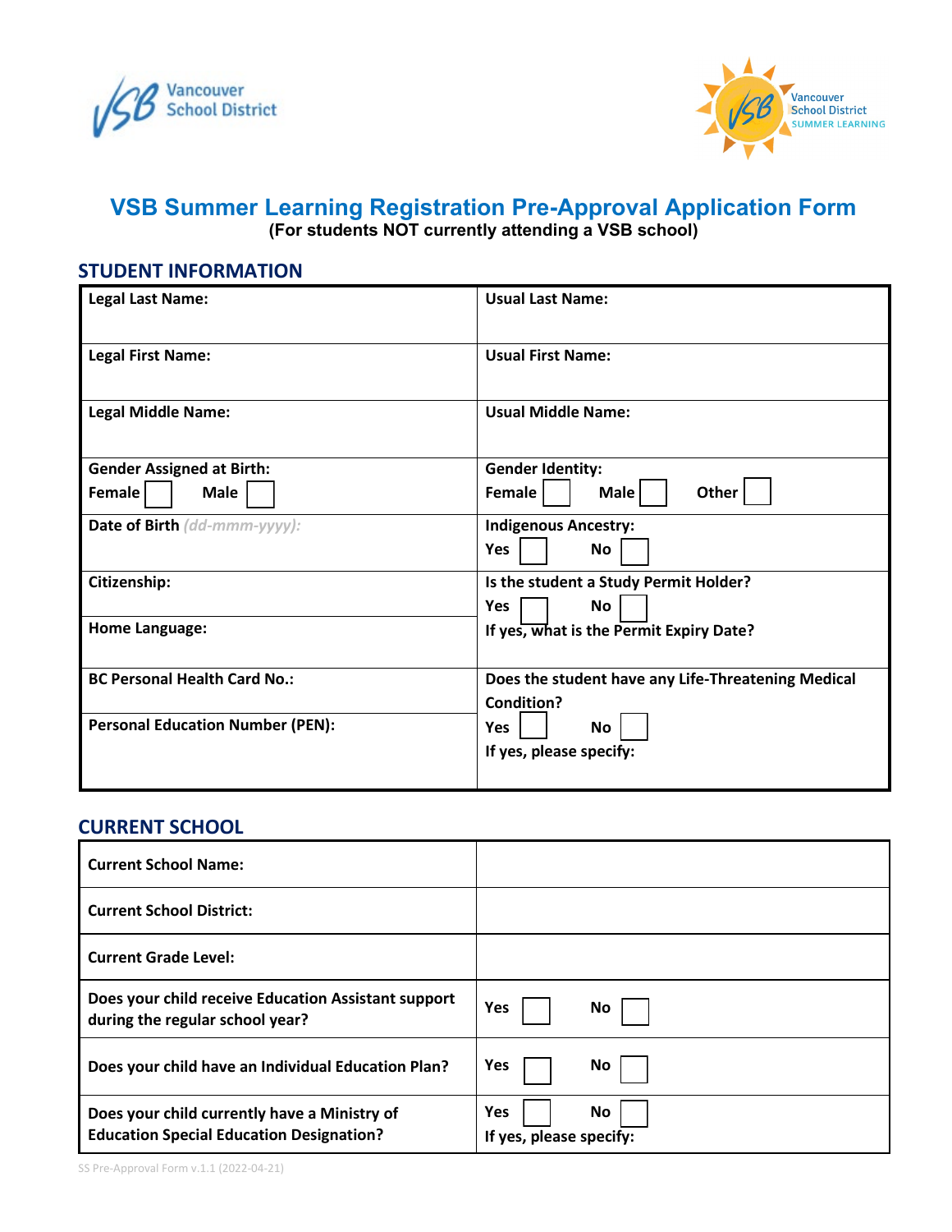# VSB Summer Learning Registration Pre-Approval Application Form

**(For students NOT currently attending a VSB school)**

## STUDENT INFORMATION

| | |
|---|---|
| **Legal Last Name:** | **Usual Last Name:** |
| **Legal First Name:** | **Usual First Name:** |
| **Legal Middle Name:** | **Usual Middle Name:** |
| **Gender Assigned at Birth:** **Female** ☐ **Male** ☐ | **Gender Identity:** **Female** ☐ **Male** ☐ **Other** ☐ |
| **Date of Birth** *(dd-mmm-yyyy):* | **Indigenous Ancestry:** **Yes** ☐ **No** ☐ |
| **Citizenship:** | **Is the student a Study Permit Holder?** **Yes** ☐ **No** ☐ |
| **Home Language:** | **If yes, what is the Permit Expiry Date?** |
| **BC Personal Health Card No.:** | **Does the student have any Life-Threatening Medical Condition?** |
| **Personal Education Number (PEN):** | **Yes** ☐ **No** ☐ **If yes, please specify:** |

## CURRENT SCHOOL

| | |
|---|---|
| **Current School Name:** | |
| **Current School District:** | |
| **Current Grade Level:** | |
| **Does your child receive Education Assistant support during the regular school year?** | **Yes** ☐ **No** ☐ |
| **Does your child have an Individual Education Plan?** | **Yes** ☐ **No** ☐ |
| **Does your child currently have a Ministry of Education Special Education Designation?** | **Yes** ☐ **No** ☐ **If yes, please specify:** |

SS Pre-Approval Form v.1.1 (2022-04-21)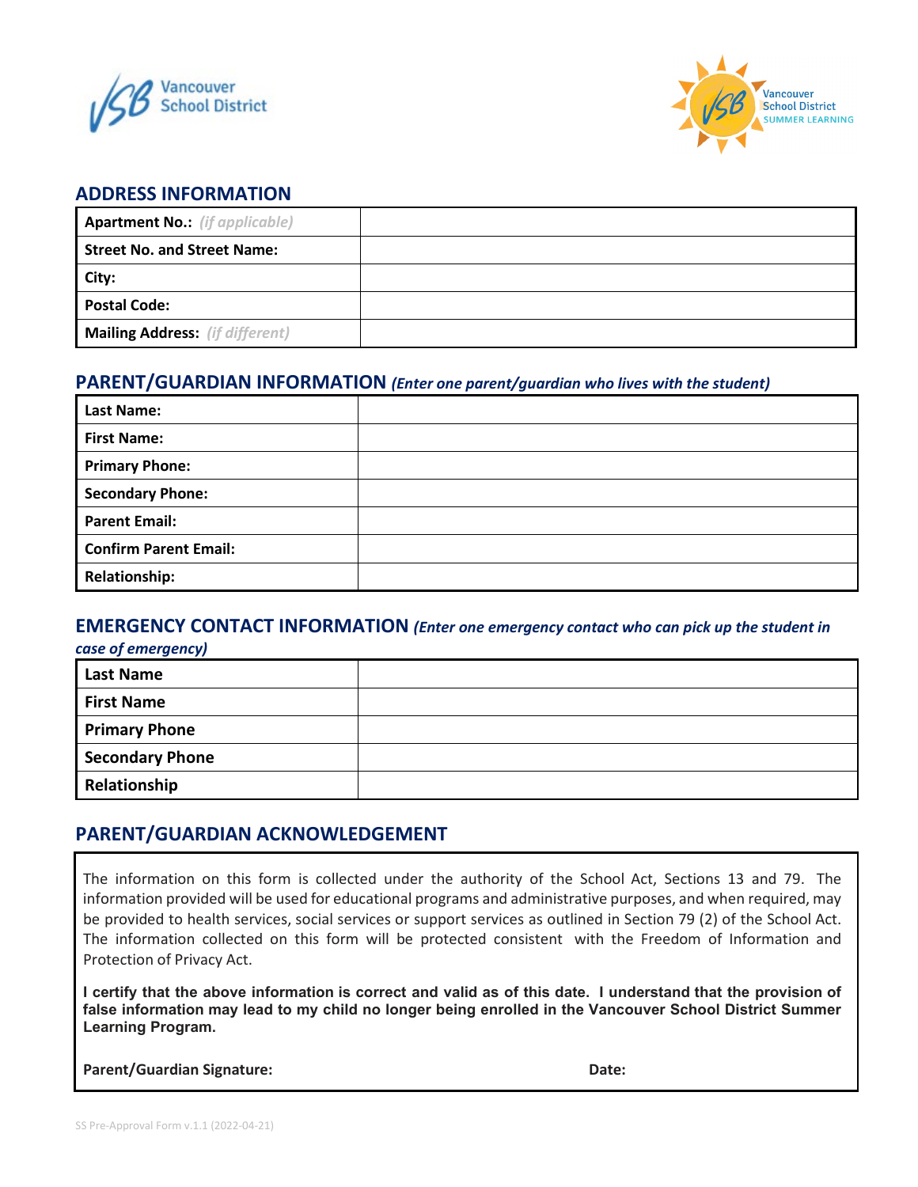## ADDRESS INFORMATION

| | |
|---|---|
| **Apartment No.:** *(if applicable)* | |
| **Street No. and Street Name:** | |
| **City:** | |
| **Postal Code:** | |
| **Mailing Address:** *(if different)* | |

## PARENT/GUARDIAN INFORMATION *(Enter one parent/guardian who lives with the student)*

| | |
|---|---|
| **Last Name:** | |
| **First Name:** | |
| **Primary Phone:** | |
| **Secondary Phone:** | |
| **Parent Email:** | |
| **Confirm Parent Email:** | |
| **Relationship:** | |

## EMERGENCY CONTACT INFORMATION *(Enter one emergency contact who can pick up the student in case of emergency)*

| | |
|---|---|
| **Last Name** | |
| **First Name** | |
| **Primary Phone** | |
| **Secondary Phone** | |
| **Relationship** | |

## PARENT/GUARDIAN ACKNOWLEDGEMENT

The information on this form is collected under the authority of the School Act, Sections 13 and 79. The information provided will be used for educational programs and administrative purposes, and when required, may be provided to health services, social services or support services as outlined in Section 79 (2) of the School Act. The information collected on this form will be protected consistent with the Freedom of Information and Protection of Privacy Act.

**I certify that the above information is correct and valid as of this date. I understand that the provision of false information may lead to my child no longer being enrolled in the Vancouver School District Summer Learning Program.**

**Parent/Guardian Signature:** **Date:**

SS Pre-Approval Form v.1.1 (2022-04-21)